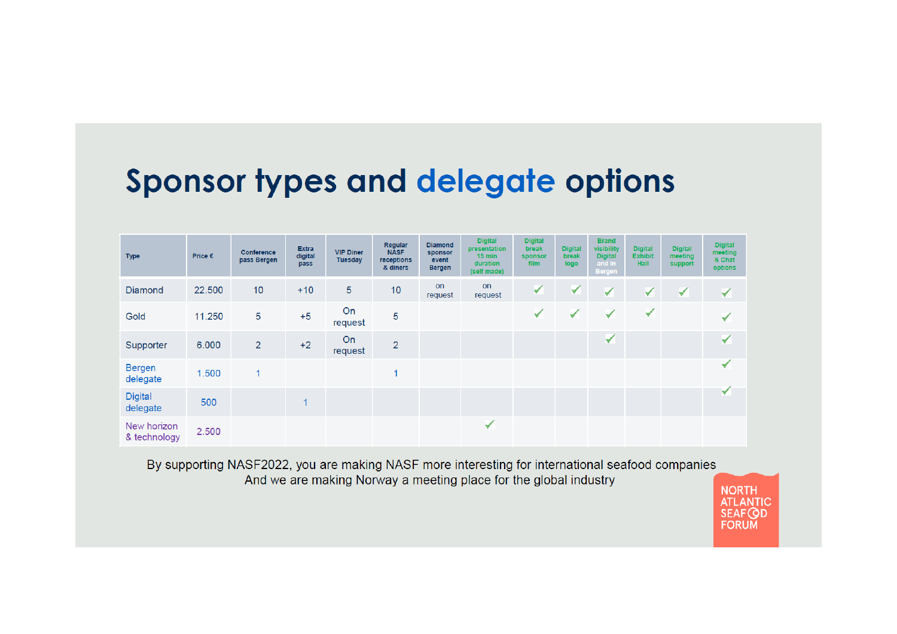# Sponsor types and delegate options

| Type | Price € | Conference pass Bergen | Extra digital pass | VIP Diner Tuesday | Regular NASF receptions & diners | Diamond sponsor event Bergen | Digital presentation 15 min duration (self made) | Digital break sponsor film | Digital break logo | Brand visibility Digital and in Bergen | Digital Exhibit Hall | Digital meeting support | Digital meeting & Chat options |
|---|---|---|---|---|---|---|---|---|---|---|---|---|---|
| Diamond | 22.500 | 10 | +10 | 5 | 10 | on request | on request | ✓ | ✓ | ✓ | ✓ | ✓ | ✓ |
| Gold | 11.250 | 5 | +5 | On request | 5 | | | ✓ | ✓ | ✓ | ✓ | | ✓ |
| Supporter | 6.000 | 2 | +2 | On request | 2 | | | | | ✓ | | | ✓ |
| Bergen delegate | 1.500 | 1 | | | 1 | | | | | | | | ✓ |
| Digital delegate | 500 | | 1 | | | | | | | | | | ✓ |
| New horizon & technology | 2.500 | | | | | | ✓ | | | | | | |

By supporting NASF2022, you are making NASF more interesting for international seafood companies
And we are making Norway a meeting place for the global industry

NORTH ATLANTIC SEAFOOD FORUM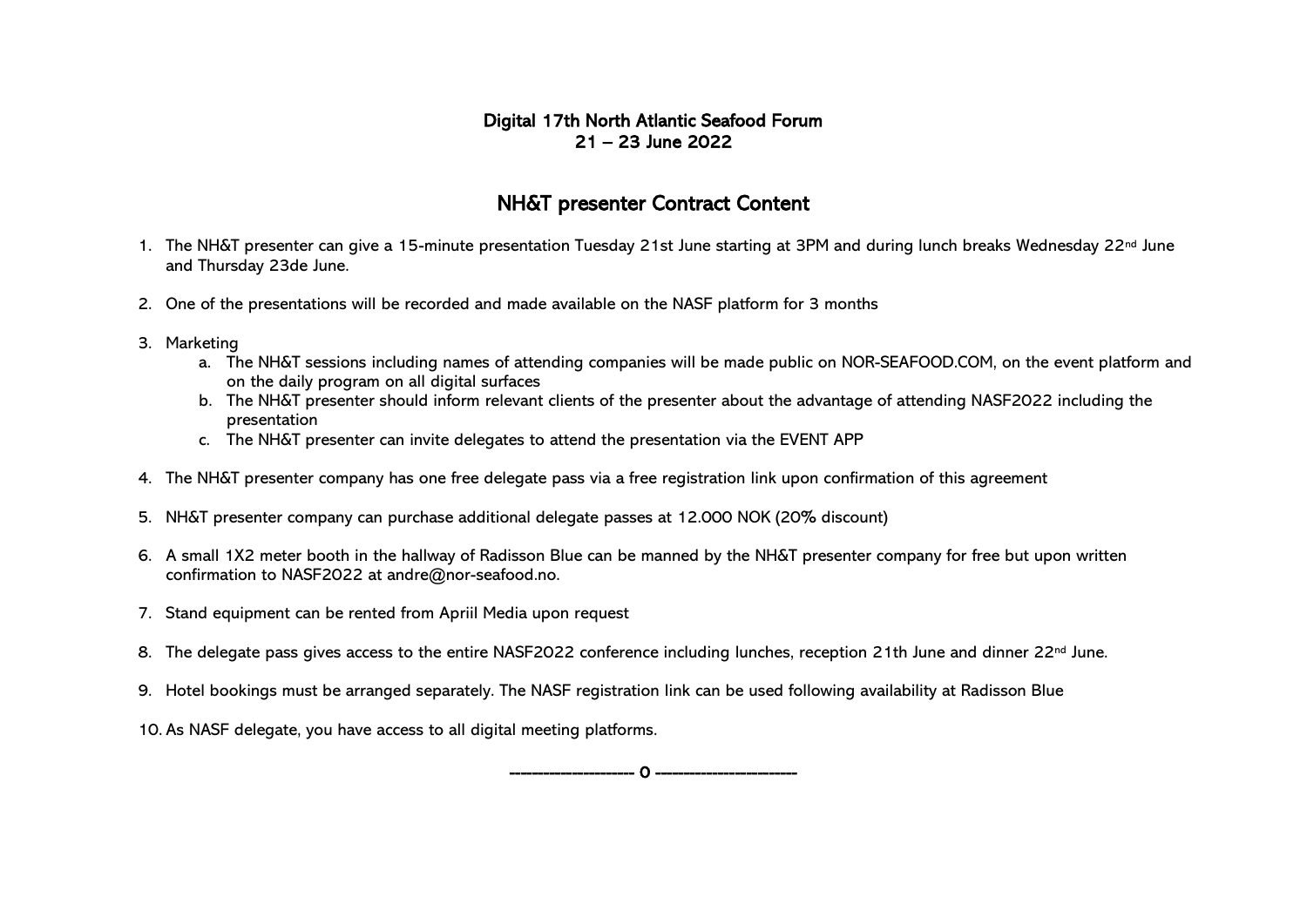Digital 17th North Atlantic Seafood Forum
21 – 23 June 2022

## NH&T presenter Contract Content

1. The NH&T presenter can give a 15-minute presentation Tuesday 21st June starting at 3PM and during lunch breaks Wednesday 22nd June and Thursday 23de June.

2. One of the presentations will be recorded and made available on the NASF platform for 3 months

3. Marketing
   a. The NH&T sessions including names of attending companies will be made public on NOR-SEAFOOD.COM, on the event platform and on the daily program on all digital surfaces
   b. The NH&T presenter should inform relevant clients of the presenter about the advantage of attending NASF2022 including the presentation
   c. The NH&T presenter can invite delegates to attend the presentation via the EVENT APP

4. The NH&T presenter company has one free delegate pass via a free registration link upon confirmation of this agreement

5. NH&T presenter company can purchase additional delegate passes at 12.000 NOK (20% discount)

6. A small 1X2 meter booth in the hallway of Radisson Blue can be manned by the NH&T presenter company for free but upon written confirmation to NASF2022 at andre@nor-seafood.no.

7. Stand equipment can be rented from Apriil Media upon request

8. The delegate pass gives access to the entire NASF2022 conference including lunches, reception 21th June and dinner 22nd June.

9. Hotel bookings must be arranged separately. The NASF registration link can be used following availability at Radisson Blue

10. As NASF delegate, you have access to all digital meeting platforms.

--------------------- o ------------------------